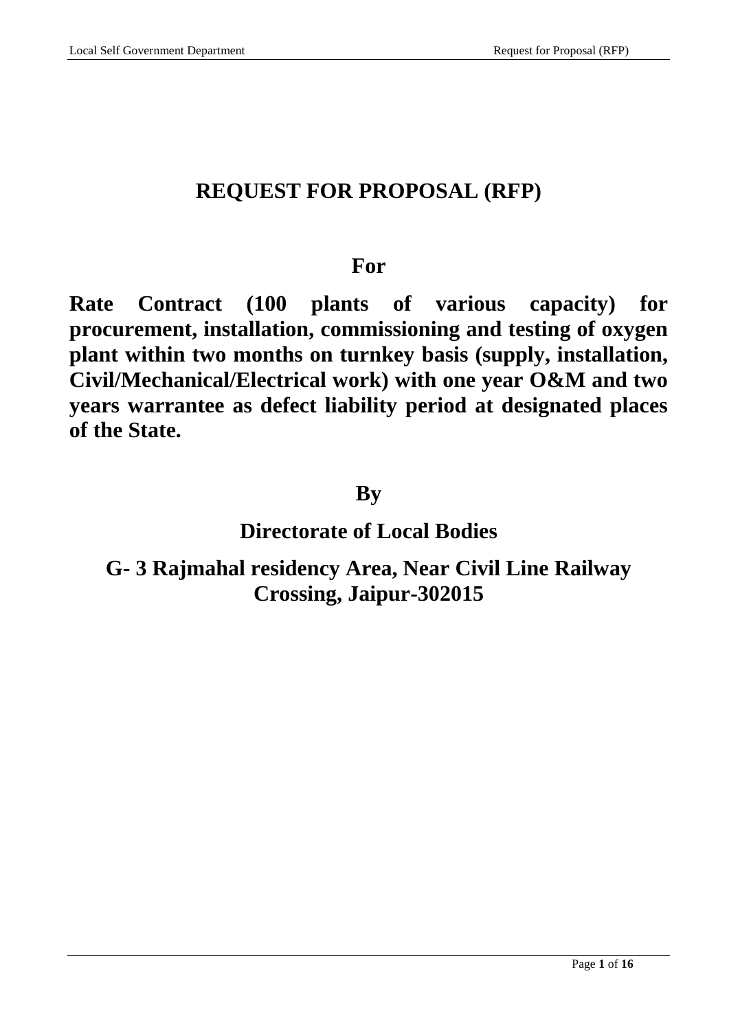# REQUEST FOR PROPOSAL (RFP)

## For

## Rate Contract (100 plants of various capacity) for procurement, installation, commissioning and testing of oxygen plant within two months on turnkey basis (supply, installation, Civil/Mechanical/Electrical work) with one year O&M and two years warrantee as defect liability period at designated places of the State.

## By

## Directorate of Local Bodies

## G- 3 Rajmahal residency Area, Near Civil Line Railway Crossing, Jaipur-302015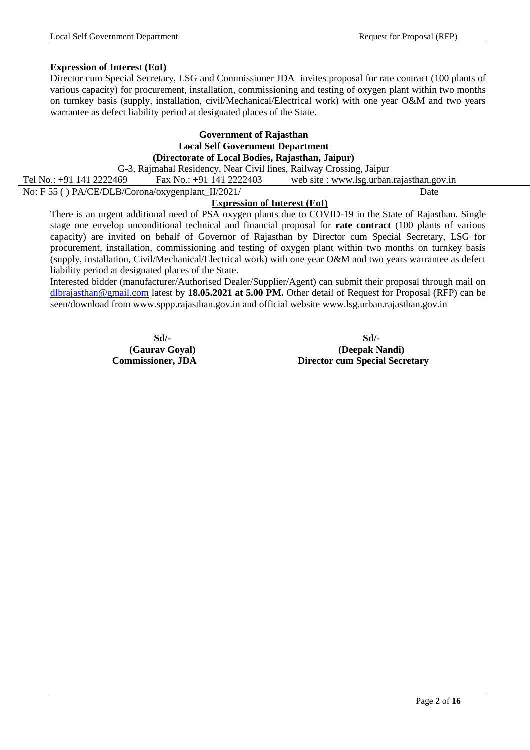**Expression of Interest (EoI)**

Director cum Special Secretary, LSG and Commissioner JDA invites proposal for rate contract (100 plants of various capacity) for procurement, installation, commissioning and testing of oxygen plant within two months on turnkey basis (supply, installation, civil/Mechanical/Electrical work) with one year O&M and two years warrantee as defect liability period at designated places of the State.

**Government of Rajasthan**
**Local Self Government Department**
**(Directorate of Local Bodies, Rajasthan, Jaipur)**

G-3, Rajmahal Residency, Near Civil lines, Railway Crossing, Jaipur

Tel No.: +91 141 2222469 Fax No.: +91 141 2222403 web site : www.lsg.urban.rajasthan.gov.in

No: F 55 ( ) PA/CE/DLB/Corona/oxygenplant_II/2021/ Date

**Expression of Interest (EoI)**

There is an urgent additional need of PSA oxygen plants due to COVID-19 in the State of Rajasthan. Single stage one envelop unconditional technical and financial proposal for **rate contract** (100 plants of various capacity) are invited on behalf of Governor of Rajasthan by Director cum Special Secretary, LSG for procurement, installation, commissioning and testing of oxygen plant within two months on turnkey basis (supply, installation, Civil/Mechanical/Electrical work) with one year O&M and two years warrantee as defect liability period at designated places of the State.

Interested bidder (manufacturer/Authorised Dealer/Supplier/Agent) can submit their proposal through mail on dlbrajasthan@gmail.com latest by **18.05.2021 at 5.00 PM.** Other detail of Request for Proposal (RFP) can be seen/download from www.sppp.rajasthan.gov.in and official website www.lsg.urban.rajasthan.gov.in

**Sd/-**
**(Gaurav Goyal)**
**Commissioner, JDA**

**Sd/-**
**(Deepak Nandi)**
**Director cum Special Secretary**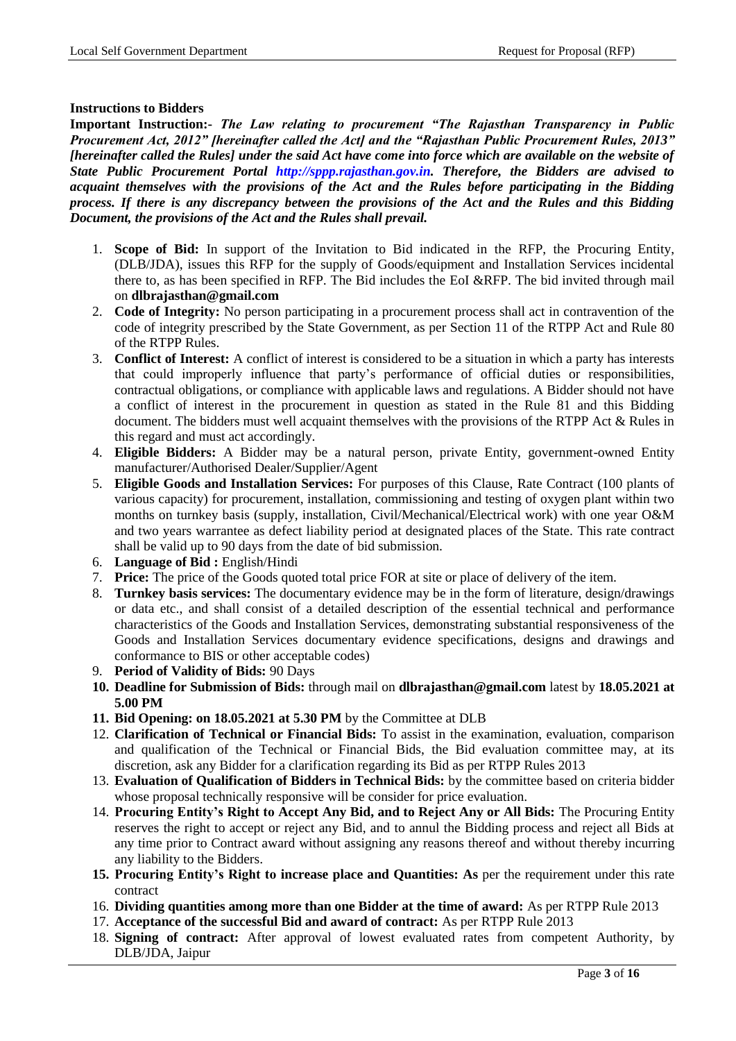**Instructions to Bidders**

**Important Instruction:-** ***The Law relating to procurement "The Rajasthan Transparency in Public Procurement Act, 2012" [hereinafter called the Act] and the "Rajasthan Public Procurement Rules, 2013" [hereinafter called the Rules] under the said Act have come into force which are available on the website of State Public Procurement Portal http://sppp.rajasthan.gov.in. Therefore, the Bidders are advised to acquaint themselves with the provisions of the Act and the Rules before participating in the Bidding process. If there is any discrepancy between the provisions of the Act and the Rules and this Bidding Document, the provisions of the Act and the Rules shall prevail.***

1. **Scope of Bid:** In support of the Invitation to Bid indicated in the RFP, the Procuring Entity, (DLB/JDA), issues this RFP for the supply of Goods/equipment and Installation Services incidental there to, as has been specified in RFP. The Bid includes the EoI &RFP. The bid invited through mail on **dlbrajasthan@gmail.com**
2. **Code of Integrity:** No person participating in a procurement process shall act in contravention of the code of integrity prescribed by the State Government, as per Section 11 of the RTPP Act and Rule 80 of the RTPP Rules.
3. **Conflict of Interest:** A conflict of interest is considered to be a situation in which a party has interests that could improperly influence that party's performance of official duties or responsibilities, contractual obligations, or compliance with applicable laws and regulations. A Bidder should not have a conflict of interest in the procurement in question as stated in the Rule 81 and this Bidding document. The bidders must well acquaint themselves with the provisions of the RTPP Act & Rules in this regard and must act accordingly.
4. **Eligible Bidders:** A Bidder may be a natural person, private Entity, government-owned Entity manufacturer/Authorised Dealer/Supplier/Agent
5. **Eligible Goods and Installation Services:** For purposes of this Clause, Rate Contract (100 plants of various capacity) for procurement, installation, commissioning and testing of oxygen plant within two months on turnkey basis (supply, installation, Civil/Mechanical/Electrical work) with one year O&M and two years warrantee as defect liability period at designated places of the State. This rate contract shall be valid up to 90 days from the date of bid submission.
6. **Language of Bid :** English/Hindi
7. **Price:** The price of the Goods quoted total price FOR at site or place of delivery of the item.
8. **Turnkey basis services:** The documentary evidence may be in the form of literature, design/drawings or data etc., and shall consist of a detailed description of the essential technical and performance characteristics of the Goods and Installation Services, demonstrating substantial responsiveness of the Goods and Installation Services documentary evidence specifications, designs and drawings and conformance to BIS or other acceptable codes)
9. **Period of Validity of Bids:** 90 Days
10. **Deadline for Submission of Bids:** through mail on **dlbrajasthan@gmail.com** latest by **18.05.2021 at 5.00 PM**
11. **Bid Opening: on 18.05.2021 at 5.30 PM** by the Committee at DLB
12. **Clarification of Technical or Financial Bids:** To assist in the examination, evaluation, comparison and qualification of the Technical or Financial Bids, the Bid evaluation committee may, at its discretion, ask any Bidder for a clarification regarding its Bid as per RTPP Rules 2013
13. **Evaluation of Qualification of Bidders in Technical Bids:** by the committee based on criteria bidder whose proposal technically responsive will be consider for price evaluation.
14. **Procuring Entity's Right to Accept Any Bid, and to Reject Any or All Bids:** The Procuring Entity reserves the right to accept or reject any Bid, and to annul the Bidding process and reject all Bids at any time prior to Contract award without assigning any reasons thereof and without thereby incurring any liability to the Bidders.
15. **Procuring Entity's Right to increase place and Quantities: As** per the requirement under this rate contract
16. **Dividing quantities among more than one Bidder at the time of award:** As per RTPP Rule 2013
17. **Acceptance of the successful Bid and award of contract:** As per RTPP Rule 2013
18. **Signing of contract:** After approval of lowest evaluated rates from competent Authority, by DLB/JDA, Jaipur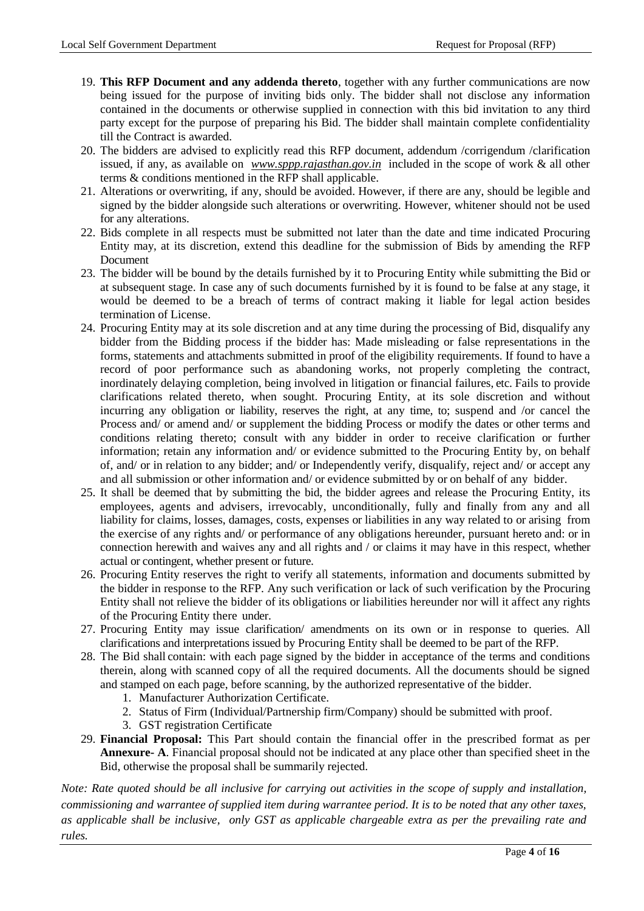19. **This RFP Document and any addenda thereto**, together with any further communications are now being issued for the purpose of inviting bids only. The bidder shall not disclose any information contained in the documents or otherwise supplied in connection with this bid invitation to any third party except for the purpose of preparing his Bid. The bidder shall maintain complete confidentiality till the Contract is awarded.
20. The bidders are advised to explicitly read this RFP document, addendum /corrigendum /clarification issued, if any, as available on *www.sppp.rajasthan.gov.in* included in the scope of work & all other terms & conditions mentioned in the RFP shall applicable.
21. Alterations or overwriting, if any, should be avoided. However, if there are any, should be legible and signed by the bidder alongside such alterations or overwriting. However, whitener should not be used for any alterations.
22. Bids complete in all respects must be submitted not later than the date and time indicated Procuring Entity may, at its discretion, extend this deadline for the submission of Bids by amending the RFP Document
23. The bidder will be bound by the details furnished by it to Procuring Entity while submitting the Bid or at subsequent stage. In case any of such documents furnished by it is found to be false at any stage, it would be deemed to be a breach of terms of contract making it liable for legal action besides termination of License.
24. Procuring Entity may at its sole discretion and at any time during the processing of Bid, disqualify any bidder from the Bidding process if the bidder has: Made misleading or false representations in the forms, statements and attachments submitted in proof of the eligibility requirements. If found to have a record of poor performance such as abandoning works, not properly completing the contract, inordinately delaying completion, being involved in litigation or financial failures, etc. Fails to provide clarifications related thereto, when sought. Procuring Entity, at its sole discretion and without incurring any obligation or liability, reserves the right, at any time, to; suspend and /or cancel the Process and/ or amend and/ or supplement the bidding Process or modify the dates or other terms and conditions relating thereto; consult with any bidder in order to receive clarification or further information; retain any information and/ or evidence submitted to the Procuring Entity by, on behalf of, and/ or in relation to any bidder; and/ or Independently verify, disqualify, reject and/ or accept any and all submission or other information and/ or evidence submitted by or on behalf of any bidder.
25. It shall be deemed that by submitting the bid, the bidder agrees and release the Procuring Entity, its employees, agents and advisers, irrevocably, unconditionally, fully and finally from any and all liability for claims, losses, damages, costs, expenses or liabilities in any way related to or arising from the exercise of any rights and/ or performance of any obligations hereunder, pursuant hereto and: or in connection herewith and waives any and all rights and / or claims it may have in this respect, whether actual or contingent, whether present or future.
26. Procuring Entity reserves the right to verify all statements, information and documents submitted by the bidder in response to the RFP. Any such verification or lack of such verification by the Procuring Entity shall not relieve the bidder of its obligations or liabilities hereunder nor will it affect any rights of the Procuring Entity there under.
27. Procuring Entity may issue clarification/ amendments on its own or in response to queries. All clarifications and interpretations issued by Procuring Entity shall be deemed to be part of the RFP.
28. The Bid shall contain: with each page signed by the bidder in acceptance of the terms and conditions therein, along with scanned copy of all the required documents. All the documents should be signed and stamped on each page, before scanning, by the authorized representative of the bidder.
    1. Manufacturer Authorization Certificate.
    2. Status of Firm (Individual/Partnership firm/Company) should be submitted with proof.
    3. GST registration Certificate
29. **Financial Proposal:** This Part should contain the financial offer in the prescribed format as per **Annexure- A**. Financial proposal should not be indicated at any place other than specified sheet in the Bid, otherwise the proposal shall be summarily rejected.

*Note: Rate quoted should be all inclusive for carrying out activities in the scope of supply and installation, commissioning and warrantee of supplied item during warrantee period. It is to be noted that any other taxes, as applicable shall be inclusive, only GST as applicable chargeable extra as per the prevailing rate and rules.*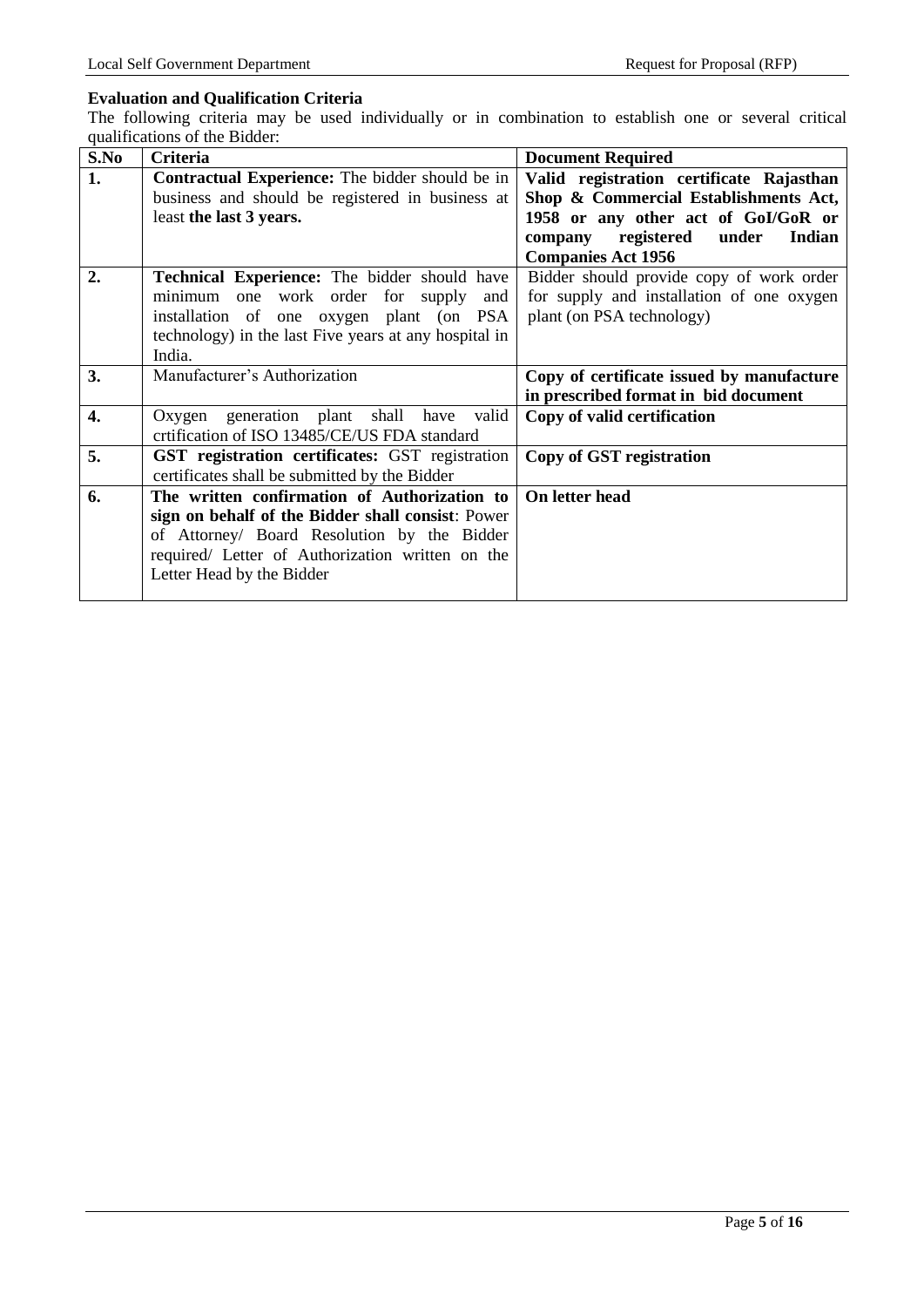**Evaluation and Qualification Criteria**

The following criteria may be used individually or in combination to establish one or several critical qualifications of the Bidder:

| S.No | Criteria | Document Required |
|---|---|---|
| **1.** | **Contractual Experience:** The bidder should be in business and should be registered in business at least **the last 3 years.** | **Valid registration certificate Rajasthan Shop & Commercial Establishments Act, 1958 or any other act of GoI/GoR or company registered under Indian Companies Act 1956** |
| **2.** | **Technical Experience:** The bidder should have minimum one work order for supply and installation of one oxygen plant (on PSA technology) in the last Five years at any hospital in India. | Bidder should provide copy of work order for supply and installation of one oxygen plant (on PSA technology) |
| **3.** | Manufacturer's Authorization | **Copy of certificate issued by manufacture in prescribed format in bid document** |
| **4.** | Oxygen generation plant shall have valid crtification of ISO 13485/CE/US FDA standard | **Copy of valid certification** |
| **5.** | **GST registration certificates:** GST registration certificates shall be submitted by the Bidder | **Copy of GST registration** |
| **6.** | **The written confirmation of Authorization to sign on behalf of the Bidder shall consist**: Power of Attorney/ Board Resolution by the Bidder required/ Letter of Authorization written on the Letter Head by the Bidder | **On letter head** |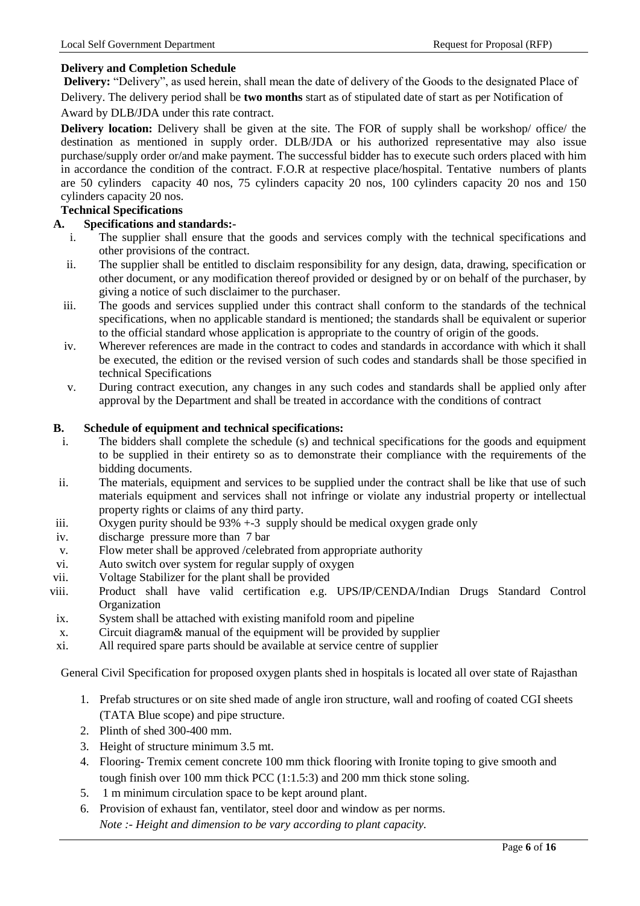**Delivery and Completion Schedule**

**Delivery:** "Delivery", as used herein, shall mean the date of delivery of the Goods to the designated Place of Delivery. The delivery period shall be **two months** start as of stipulated date of start as per Notification of Award by DLB/JDA under this rate contract.

**Delivery location:** Delivery shall be given at the site. The FOR of supply shall be workshop/ office/ the destination as mentioned in supply order. DLB/JDA or his authorized representative may also issue purchase/supply order or/and make payment. The successful bidder has to execute such orders placed with him in accordance the condition of the contract. F.O.R at respective place/hospital. Tentative numbers of plants are 50 cylinders capacity 40 nos, 75 cylinders capacity 20 nos, 100 cylinders capacity 20 nos and 150 cylinders capacity 20 nos.

**Technical Specifications**

**A. Specifications and standards:-**

i. The supplier shall ensure that the goods and services comply with the technical specifications and other provisions of the contract.

ii. The supplier shall be entitled to disclaim responsibility for any design, data, drawing, specification or other document, or any modification thereof provided or designed by or on behalf of the purchaser, by giving a notice of such disclaimer to the purchaser.

iii. The goods and services supplied under this contract shall conform to the standards of the technical specifications, when no applicable standard is mentioned; the standards shall be equivalent or superior to the official standard whose application is appropriate to the country of origin of the goods.

iv. Wherever references are made in the contract to codes and standards in accordance with which it shall be executed, the edition or the revised version of such codes and standards shall be those specified in technical Specifications

v. During contract execution, any changes in any such codes and standards shall be applied only after approval by the Department and shall be treated in accordance with the conditions of contract

**B. Schedule of equipment and technical specifications:**

i. The bidders shall complete the schedule (s) and technical specifications for the goods and equipment to be supplied in their entirety so as to demonstrate their compliance with the requirements of the bidding documents.

ii. The materials, equipment and services to be supplied under the contract shall be like that use of such materials equipment and services shall not infringe or violate any industrial property or intellectual property rights or claims of any third party.

iii. Oxygen purity should be 93% +-3 supply should be medical oxygen grade only

iv. discharge pressure more than 7 bar

v. Flow meter shall be approved /celebrated from appropriate authority

vi. Auto switch over system for regular supply of oxygen

vii. Voltage Stabilizer for the plant shall be provided

viii. Product shall have valid certification e.g. UPS/IP/CENDA/Indian Drugs Standard Control Organization

ix. System shall be attached with existing manifold room and pipeline

x. Circuit diagram& manual of the equipment will be provided by supplier

xi. All required spare parts should be available at service centre of supplier

General Civil Specification for proposed oxygen plants shed in hospitals is located all over state of Rajasthan

1. Prefab structures or on site shed made of angle iron structure, wall and roofing of coated CGI sheets (TATA Blue scope) and pipe structure.
2. Plinth of shed 300-400 mm.
3. Height of structure minimum 3.5 mt.
4. Flooring- Tremix cement concrete 100 mm thick flooring with Ironite toping to give smooth and tough finish over 100 mm thick PCC (1:1.5:3) and 200 mm thick stone soling.
5. 1 m minimum circulation space to be kept around plant.
6. Provision of exhaust fan, ventilator, steel door and window as per norms.

*Note :- Height and dimension to be vary according to plant capacity.*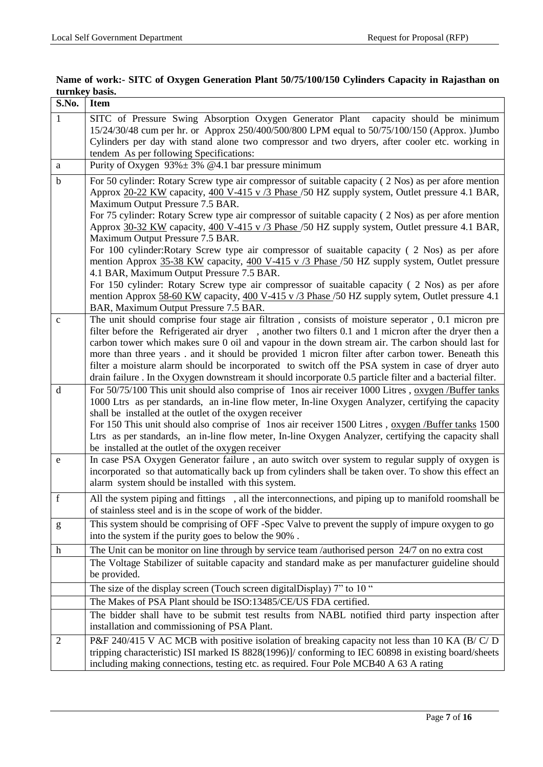**Name of work:- SITC of Oxygen Generation Plant 50/75/100/150 Cylinders Capacity in Rajasthan on turnkey basis.**

| S.No. | Item |
|---|---|
| 1 | SITC of Pressure Swing Absorption Oxygen Generator Plant capacity should be minimum 15/24/30/48 cum per hr. or Approx 250/400/500/800 LPM equal to 50/75/100/150 (Approx. )Jumbo Cylinders per day with stand alone two compressor and two dryers, after cooler etc. working in tendem As per following Specifications: |
| a | Purity of Oxygen 93%± 3% @4.1 bar pressure minimum |
| b | For 50 cylinder: Rotary Screw type air compressor of suitable capacity ( 2 Nos) as per afore mention Approx 20-22 KW capacity, 400 V-415 v /3 Phase /50 HZ supply system, Outlet pressure 4.1 BAR, Maximum Output Pressure 7.5 BAR.<br>For 75 cylinder: Rotary Screw type air compressor of suitable capacity ( 2 Nos) as per afore mention Approx 30-32 KW capacity, 400 V-415 v /3 Phase /50 HZ supply system, Outlet pressure 4.1 BAR, Maximum Output Pressure 7.5 BAR.<br>For 100 cylinder:Rotary Screw type air compressor of suaitable capacity ( 2 Nos) as per afore mention Approx 35-38 KW capacity, 400 V-415 v /3 Phase /50 HZ supply system, Outlet pressure 4.1 BAR, Maximum Output Pressure 7.5 BAR.<br>For 150 cylinder: Rotary Screw type air compressor of suaitable capacity ( 2 Nos) as per afore mention Approx 58-60 KW capacity, 400 V-415 v /3 Phase /50 HZ supply sytem, Outlet pressure 4.1 BAR, Maximum Output Pressure 7.5 BAR. |
| c | The unit should comprise four stage air filtration , consists of moisture seperator , 0.1 micron pre filter before the Refrigerated air dryer , another two filters 0.1 and 1 micron after the dryer then a carbon tower which makes sure 0 oil and vapour in the down stream air. The carbon should last for more than three years . and it should be provided 1 micron filter after carbon tower. Beneath this filter a moisture alarm should be incorporated to switch off the PSA system in case of dryer auto drain failure . In the Oxygen downstream it should incorporate 0.5 particle filter and a bacterial filter. |
| d | For 50/75/100 This unit should also comprise of 1nos air receiver 1000 Litres , oxygen /Buffer tanks 1000 Ltrs as per standards, an in-line flow meter, In-line Oxygen Analyzer, certifying the capacity shall be installed at the outlet of the oxygen receiver<br>For 150 This unit should also comprise of 1nos air receiver 1500 Litres , oxygen /Buffer tanks 1500 Ltrs as per standards, an in-line flow meter, In-line Oxygen Analyzer, certifying the capacity shall be installed at the outlet of the oxygen receiver |
| e | In case PSA Oxygen Generator failure , an auto switch over system to regular supply of oxygen is incorporated so that automatically back up from cylinders shall be taken over. To show this effect an alarm system should be installed with this system. |
| f | All the system piping and fittings , all the interconnections, and piping up to manifold roomshall be of stainless steel and is in the scope of work of the bidder. |
| g | This system should be comprising of OFF -Spec Valve to prevent the supply of impure oxygen to go into the system if the purity goes to below the 90% . |
| h | The Unit can be monitor on line through by service team /authorised person 24/7 on no extra cost |
| | The Voltage Stabilizer of suitable capacity and standard make as per manufacturer guideline should be provided. |
| | The size of the display screen (Touch screen digitalDisplay) 7" to 10 " |
| | The Makes of PSA Plant should be ISO:13485/CE/US FDA certified. |
| | The bidder shall have to be submit test results from NABL notified third party inspection after installation and commissioning of PSA Plant. |
| 2 | P&F 240/415 V AC MCB with positive isolation of breaking capacity not less than 10 KA (B/ C/ D tripping characteristic) ISI marked IS 8828(1996)]/ conforming to IEC 60898 in existing board/sheets including making connections, testing etc. as required. Four Pole MCB40 A 63 A rating |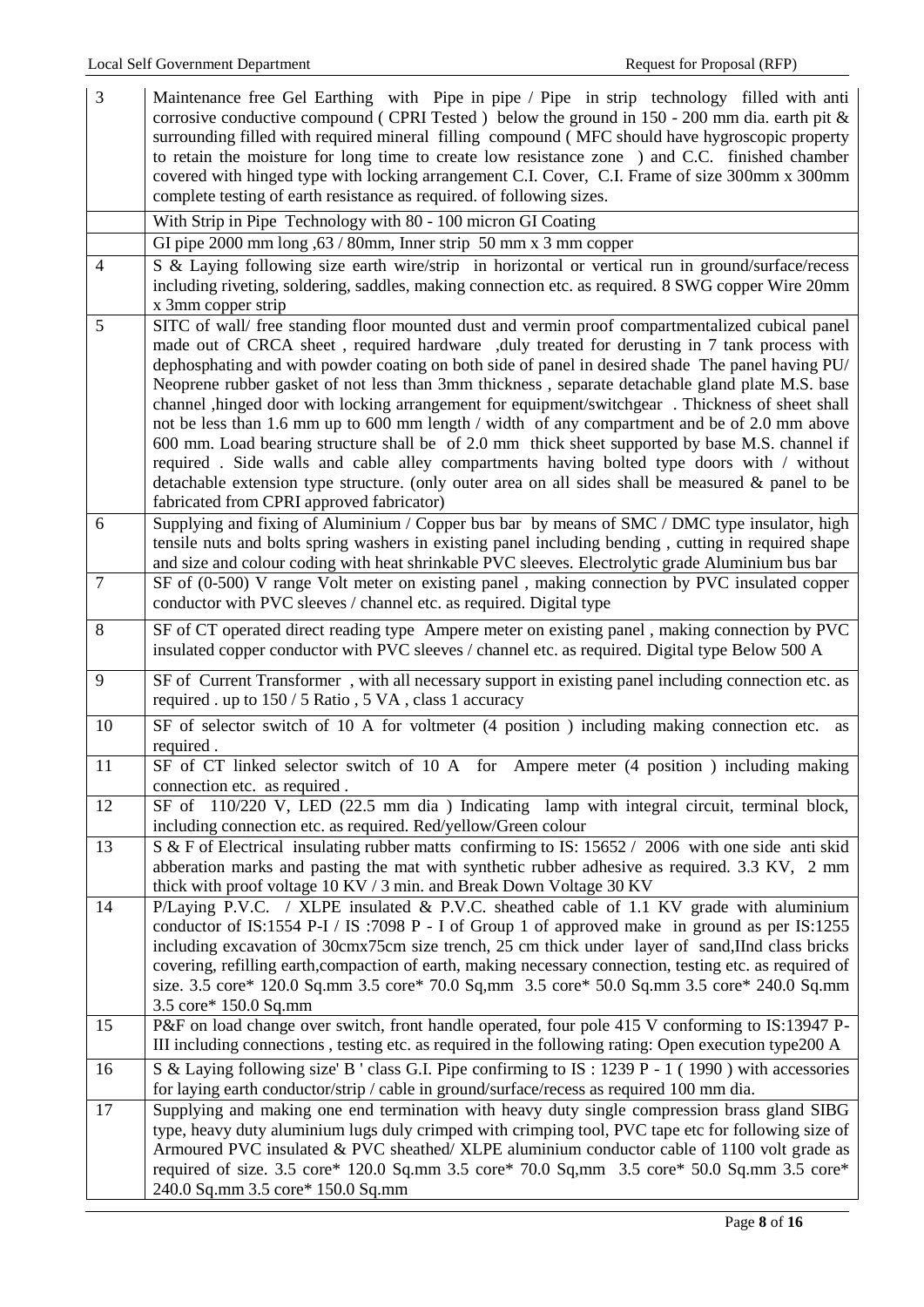| | |
|---|---|
| 3 | Maintenance free Gel Earthing with Pipe in pipe / Pipe in strip technology filled with anti corrosive conductive compound ( CPRI Tested ) below the ground in 150 - 200 mm dia. earth pit & surrounding filled with required mineral filling compound ( MFC should have hygroscopic property to retain the moisture for long time to create low resistance zone ) and C.C. finished chamber covered with hinged type with locking arrangement C.I. Cover, C.I. Frame of size 300mm x 300mm complete testing of earth resistance as required. of following sizes. |
| | With Strip in Pipe Technology with 80 - 100 micron GI Coating |
| | GI pipe 2000 mm long ,63 / 80mm, Inner strip 50 mm x 3 mm copper |
| 4 | S & Laying following size earth wire/strip in horizontal or vertical run in ground/surface/recess including riveting, soldering, saddles, making connection etc. as required. 8 SWG copper Wire 20mm x 3mm copper strip |
| 5 | SITC of wall/ free standing floor mounted dust and vermin proof compartmentalized cubical panel made out of CRCA sheet , required hardware ,duly treated for derusting in 7 tank process with dephosphating and with powder coating on both side of panel in desired shade The panel having PU/ Neoprene rubber gasket of not less than 3mm thickness , separate detachable gland plate M.S. base channel ,hinged door with locking arrangement for equipment/switchgear . Thickness of sheet shall not be less than 1.6 mm up to 600 mm length / width of any compartment and be of 2.0 mm above 600 mm. Load bearing structure shall be of 2.0 mm thick sheet supported by base M.S. channel if required . Side walls and cable alley compartments having bolted type doors with / without detachable extension type structure. (only outer area on all sides shall be measured & panel to be fabricated from CPRI approved fabricator) |
| 6 | Supplying and fixing of Aluminium / Copper bus bar by means of SMC / DMC type insulator, high tensile nuts and bolts spring washers in existing panel including bending , cutting in required shape and size and colour coding with heat shrinkable PVC sleeves. Electrolytic grade Aluminium bus bar |
| 7 | SF of (0-500) V range Volt meter on existing panel , making connection by PVC insulated copper conductor with PVC sleeves / channel etc. as required. Digital type |
| 8 | SF of CT operated direct reading type Ampere meter on existing panel , making connection by PVC insulated copper conductor with PVC sleeves / channel etc. as required. Digital type Below 500 A |
| 9 | SF of Current Transformer , with all necessary support in existing panel including connection etc. as required . up to 150 / 5 Ratio , 5 VA , class 1 accuracy |
| 10 | SF of selector switch of 10 A for voltmeter (4 position ) including making connection etc. as required . |
| 11 | SF of CT linked selector switch of 10 A for Ampere meter (4 position ) including making connection etc. as required . |
| 12 | SF of 110/220 V, LED (22.5 mm dia ) Indicating lamp with integral circuit, terminal block, including connection etc. as required. Red/yellow/Green colour |
| 13 | S & F of Electrical insulating rubber matts confirming to IS: 15652 / 2006 with one side anti skid abberation marks and pasting the mat with synthetic rubber adhesive as required. 3.3 KV, 2 mm thick with proof voltage 10 KV / 3 min. and Break Down Voltage 30 KV |
| 14 | P/Laying P.V.C. / XLPE insulated & P.V.C. sheathed cable of 1.1 KV grade with aluminium conductor of IS:1554 P-I / IS :7098 P - I of Group 1 of approved make in ground as per IS:1255 including excavation of 30cmx75cm size trench, 25 cm thick under layer of sand,IInd class bricks covering, refilling earth,compaction of earth, making necessary connection, testing etc. as required of size. 3.5 core* 120.0 Sq.mm 3.5 core* 70.0 Sq,mm 3.5 core* 50.0 Sq.mm 3.5 core* 240.0 Sq.mm 3.5 core* 150.0 Sq.mm |
| 15 | P&F on load change over switch, front handle operated, four pole 415 V conforming to IS:13947 P-III including connections , testing etc. as required in the following rating: Open execution type200 A |
| 16 | S & Laying following size' B ' class G.I. Pipe confirming to IS : 1239 P - 1 ( 1990 ) with accessories for laying earth conductor/strip / cable in ground/surface/recess as required 100 mm dia. |
| 17 | Supplying and making one end termination with heavy duty single compression brass gland SIBG type, heavy duty aluminium lugs duly crimped with crimping tool, PVC tape etc for following size of Armoured PVC insulated & PVC sheathed/ XLPE aluminium conductor cable of 1100 volt grade as required of size. 3.5 core* 120.0 Sq.mm 3.5 core* 70.0 Sq,mm 3.5 core* 50.0 Sq.mm 3.5 core* 240.0 Sq.mm 3.5 core* 150.0 Sq.mm |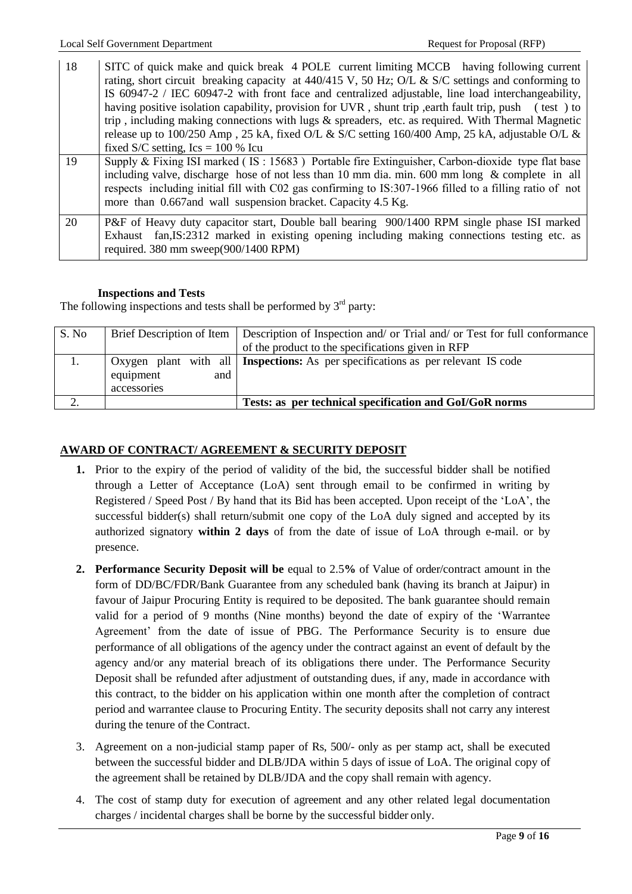| 18 | SITC of quick make and quick break 4 POLE current limiting MCCB having following current rating, short circuit breaking capacity at 440/415 V, 50 Hz; O/L & S/C settings and conforming to IS 60947-2 / IEC 60947-2 with front face and centralized adjustable, line load interchangeability, having positive isolation capability, provision for UVR , shunt trip ,earth fault trip, push ( test ) to trip , including making connections with lugs & spreaders, etc. as required. With Thermal Magnetic release up to 100/250 Amp , 25 kA, fixed O/L & S/C setting 160/400 Amp, 25 kA, adjustable O/L & fixed S/C setting, Ics = 100 % Icu |
|---|---|
| 19 | Supply & Fixing ISI marked ( IS : 15683 ) Portable fire Extinguisher, Carbon-dioxide type flat base including valve, discharge hose of not less than 10 mm dia. min. 600 mm long & complete in all respects including initial fill with C02 gas confirming to IS:307-1966 filled to a filling ratio of not more than 0.667and wall suspension bracket. Capacity 4.5 Kg. |
| 20 | P&F of Heavy duty capacitor start, Double ball bearing 900/1400 RPM single phase ISI marked Exhaust fan,IS:2312 marked in existing opening including making connections testing etc. as required. 380 mm sweep(900/1400 RPM) |

**Inspections and Tests**

The following inspections and tests shall be performed by 3rd party:

| S. No | Brief Description of Item | Description of Inspection and/ or Trial and/ or Test for full conformance of the product to the specifications given in RFP |
|---|---|---|
| 1. | Oxygen plant with all equipment and accessories | **Inspections:** As per specifications as per relevant IS code |
| 2. | | **Tests: as per technical specification and GoI/GoR norms** |

## AWARD OF CONTRACT/ AGREEMENT & SECURITY DEPOSIT

1. Prior to the expiry of the period of validity of the bid, the successful bidder shall be notified through a Letter of Acceptance (LoA) sent through email to be confirmed in writing by Registered / Speed Post / By hand that its Bid has been accepted. Upon receipt of the 'LoA', the successful bidder(s) shall return/submit one copy of the LoA duly signed and accepted by its authorized signatory **within 2 days** of from the date of issue of LoA through e-mail. or by presence.
2. **Performance Security Deposit will be** equal to 2.5**%** of Value of order/contract amount in the form of DD/BC/FDR/Bank Guarantee from any scheduled bank (having its branch at Jaipur) in favour of Jaipur Procuring Entity is required to be deposited. The bank guarantee should remain valid for a period of 9 months (Nine months) beyond the date of expiry of the 'Warrantee Agreement' from the date of issue of PBG. The Performance Security is to ensure due performance of all obligations of the agency under the contract against an event of default by the agency and/or any material breach of its obligations there under. The Performance Security Deposit shall be refunded after adjustment of outstanding dues, if any, made in accordance with this contract, to the bidder on his application within one month after the completion of contract period and warrantee clause to Procuring Entity. The security deposits shall not carry any interest during the tenure of the Contract.
3. Agreement on a non-judicial stamp paper of Rs, 500/- only as per stamp act, shall be executed between the successful bidder and DLB/JDA within 5 days of issue of LoA. The original copy of the agreement shall be retained by DLB/JDA and the copy shall remain with agency.
4. The cost of stamp duty for execution of agreement and any other related legal documentation charges / incidental charges shall be borne by the successful bidder only.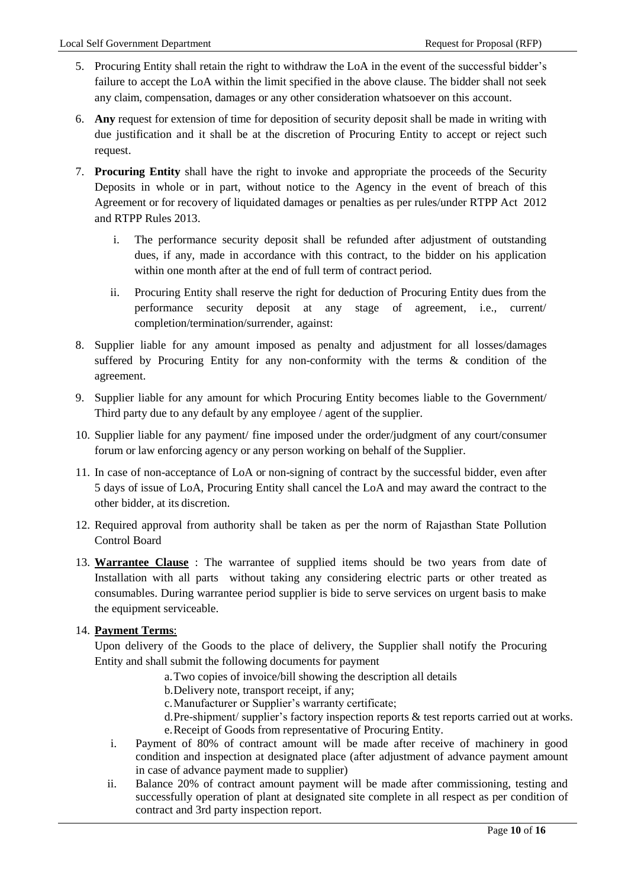5. Procuring Entity shall retain the right to withdraw the LoA in the event of the successful bidder's failure to accept the LoA within the limit specified in the above clause. The bidder shall not seek any claim, compensation, damages or any other consideration whatsoever on this account.

6. **Any** request for extension of time for deposition of security deposit shall be made in writing with due justification and it shall be at the discretion of Procuring Entity to accept or reject such request.

7. **Procuring Entity** shall have the right to invoke and appropriate the proceeds of the Security Deposits in whole or in part, without notice to the Agency in the event of breach of this Agreement or for recovery of liquidated damages or penalties as per rules/under RTPP Act 2012 and RTPP Rules 2013.

   i. The performance security deposit shall be refunded after adjustment of outstanding dues, if any, made in accordance with this contract, to the bidder on his application within one month after at the end of full term of contract period.

   ii. Procuring Entity shall reserve the right for deduction of Procuring Entity dues from the performance security deposit at any stage of agreement, i.e., current/ completion/termination/surrender, against:

8. Supplier liable for any amount imposed as penalty and adjustment for all losses/damages suffered by Procuring Entity for any non-conformity with the terms & condition of the agreement.

9. Supplier liable for any amount for which Procuring Entity becomes liable to the Government/ Third party due to any default by any employee / agent of the supplier.

10. Supplier liable for any payment/ fine imposed under the order/judgment of any court/consumer forum or law enforcing agency or any person working on behalf of the Supplier.

11. In case of non-acceptance of LoA or non-signing of contract by the successful bidder, even after 5 days of issue of LoA, Procuring Entity shall cancel the LoA and may award the contract to the other bidder, at its discretion.

12. Required approval from authority shall be taken as per the norm of Rajasthan State Pollution Control Board

13. **<u>Warrantee Clause</u>** : The warrantee of supplied items should be two years from date of Installation with all parts without taking any considering electric parts or other treated as consumables. During warrantee period supplier is bide to serve services on urgent basis to make the equipment serviceable.

14. **<u>Payment Terms</u>**:

    Upon delivery of the Goods to the place of delivery, the Supplier shall notify the Procuring Entity and shall submit the following documents for payment

    a. Two copies of invoice/bill showing the description all details
    b. Delivery note, transport receipt, if any;
    c. Manufacturer or Supplier's warranty certificate;
    d. Pre-shipment/ supplier's factory inspection reports & test reports carried out at works.
    e. Receipt of Goods from representative of Procuring Entity.

    i. Payment of 80% of contract amount will be made after receive of machinery in good condition and inspection at designated place (after adjustment of advance payment amount in case of advance payment made to supplier)

    ii. Balance 20% of contract amount payment will be made after commissioning, testing and successfully operation of plant at designated site complete in all respect as per condition of contract and 3rd party inspection report.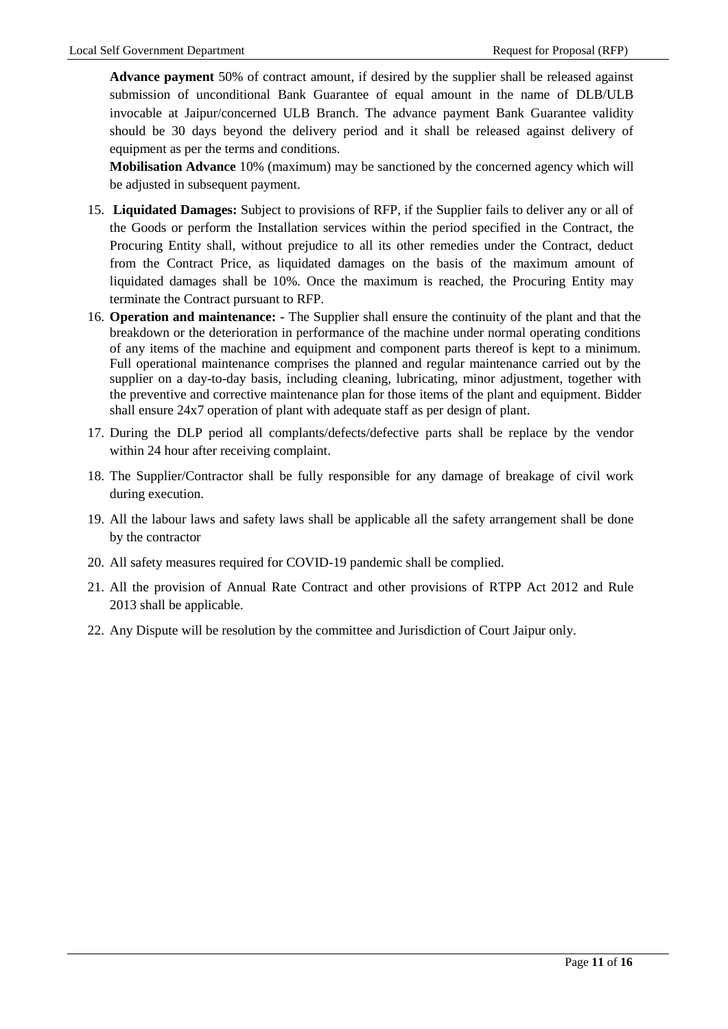**Advance payment** 50% of contract amount, if desired by the supplier shall be released against submission of unconditional Bank Guarantee of equal amount in the name of DLB/ULB invocable at Jaipur/concerned ULB Branch. The advance payment Bank Guarantee validity should be 30 days beyond the delivery period and it shall be released against delivery of equipment as per the terms and conditions.

**Mobilisation Advance** 10% (maximum) may be sanctioned by the concerned agency which will be adjusted in subsequent payment.

15. **Liquidated Damages:** Subject to provisions of RFP, if the Supplier fails to deliver any or all of the Goods or perform the Installation services within the period specified in the Contract, the Procuring Entity shall, without prejudice to all its other remedies under the Contract, deduct from the Contract Price, as liquidated damages on the basis of the maximum amount of liquidated damages shall be 10%. Once the maximum is reached, the Procuring Entity may terminate the Contract pursuant to RFP.
16. **Operation and maintenance: -** The Supplier shall ensure the continuity of the plant and that the breakdown or the deterioration in performance of the machine under normal operating conditions of any items of the machine and equipment and component parts thereof is kept to a minimum. Full operational maintenance comprises the planned and regular maintenance carried out by the supplier on a day-to-day basis, including cleaning, lubricating, minor adjustment, together with the preventive and corrective maintenance plan for those items of the plant and equipment. Bidder shall ensure 24x7 operation of plant with adequate staff as per design of plant.
17. During the DLP period all complants/defects/defective parts shall be replace by the vendor within 24 hour after receiving complaint.
18. The Supplier/Contractor shall be fully responsible for any damage of breakage of civil work during execution.
19. All the labour laws and safety laws shall be applicable all the safety arrangement shall be done by the contractor
20. All safety measures required for COVID-19 pandemic shall be complied.
21. All the provision of Annual Rate Contract and other provisions of RTPP Act 2012 and Rule 2013 shall be applicable.
22. Any Dispute will be resolution by the committee and Jurisdiction of Court Jaipur only.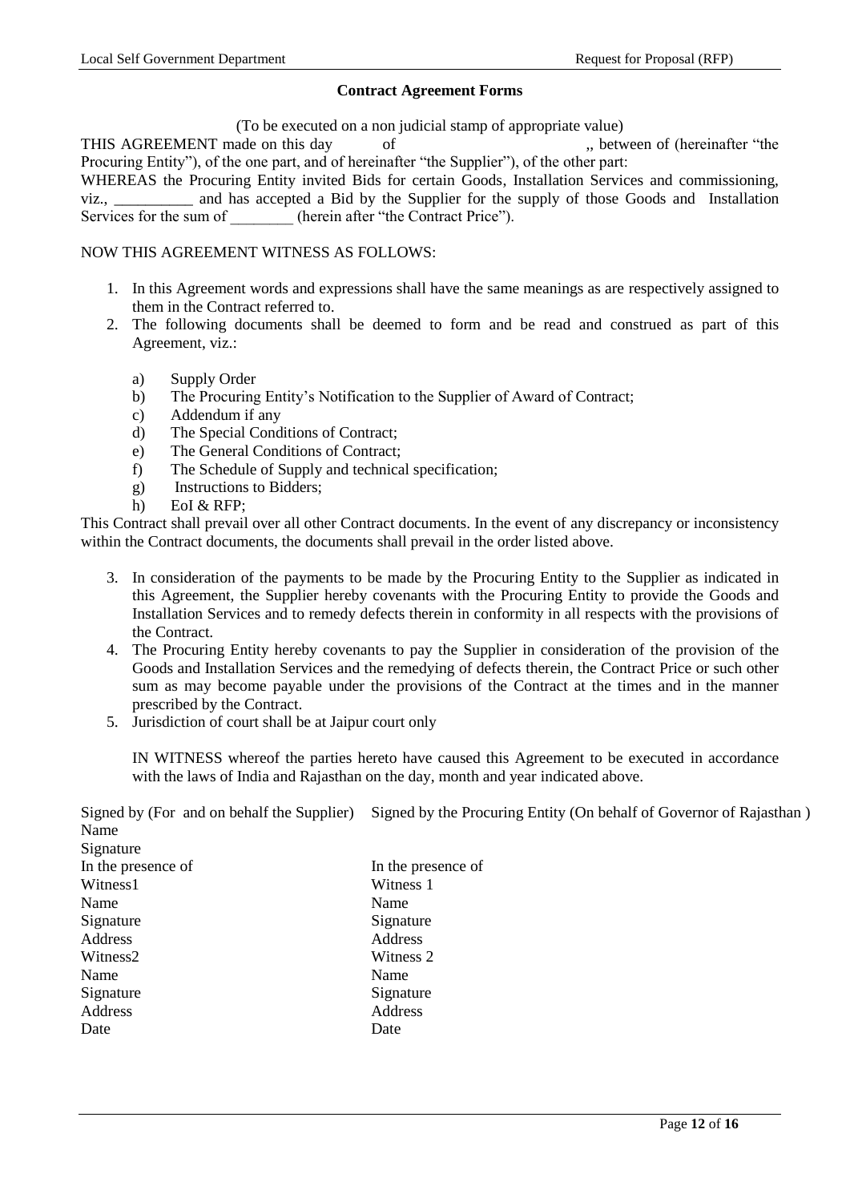### Contract Agreement Forms

(To be executed on a non judicial stamp of appropriate value)

THIS AGREEMENT made on this day of ,, between of (hereinafter "the Procuring Entity"), of the one part, and of hereinafter "the Supplier"), of the other part:

WHEREAS the Procuring Entity invited Bids for certain Goods, Installation Services and commissioning, viz., __________ and has accepted a Bid by the Supplier for the supply of those Goods and Installation Services for the sum of ________ (herein after "the Contract Price").

NOW THIS AGREEMENT WITNESS AS FOLLOWS:

1. In this Agreement words and expressions shall have the same meanings as are respectively assigned to them in the Contract referred to.
2. The following documents shall be deemed to form and be read and construed as part of this Agreement, viz.:

   a) Supply Order
   b) The Procuring Entity's Notification to the Supplier of Award of Contract;
   c) Addendum if any
   d) The Special Conditions of Contract;
   e) The General Conditions of Contract;
   f) The Schedule of Supply and technical specification;
   g) Instructions to Bidders;
   h) EoI & RFP;

This Contract shall prevail over all other Contract documents. In the event of any discrepancy or inconsistency within the Contract documents, the documents shall prevail in the order listed above.

3. In consideration of the payments to be made by the Procuring Entity to the Supplier as indicated in this Agreement, the Supplier hereby covenants with the Procuring Entity to provide the Goods and Installation Services and to remedy defects therein in conformity in all respects with the provisions of the Contract.
4. The Procuring Entity hereby covenants to pay the Supplier in consideration of the provision of the Goods and Installation Services and the remedying of defects therein, the Contract Price or such other sum as may become payable under the provisions of the Contract at the times and in the manner prescribed by the Contract.
5. Jurisdiction of court shall be at Jaipur court only

   IN WITNESS whereof the parties hereto have caused this Agreement to be executed in accordance with the laws of India and Rajasthan on the day, month and year indicated above.

| Signed by (For and on behalf the Supplier) | Signed by the Procuring Entity (On behalf of Governor of Rajasthan ) |
|---|---|
| Name | |
| Signature | |
| In the presence of | In the presence of |
| Witness1 | Witness 1 |
| Name | Name |
| Signature | Signature |
| Address | Address |
| Witness2 | Witness 2 |
| Name | Name |
| Signature | Signature |
| Address | Address |
| Date | Date |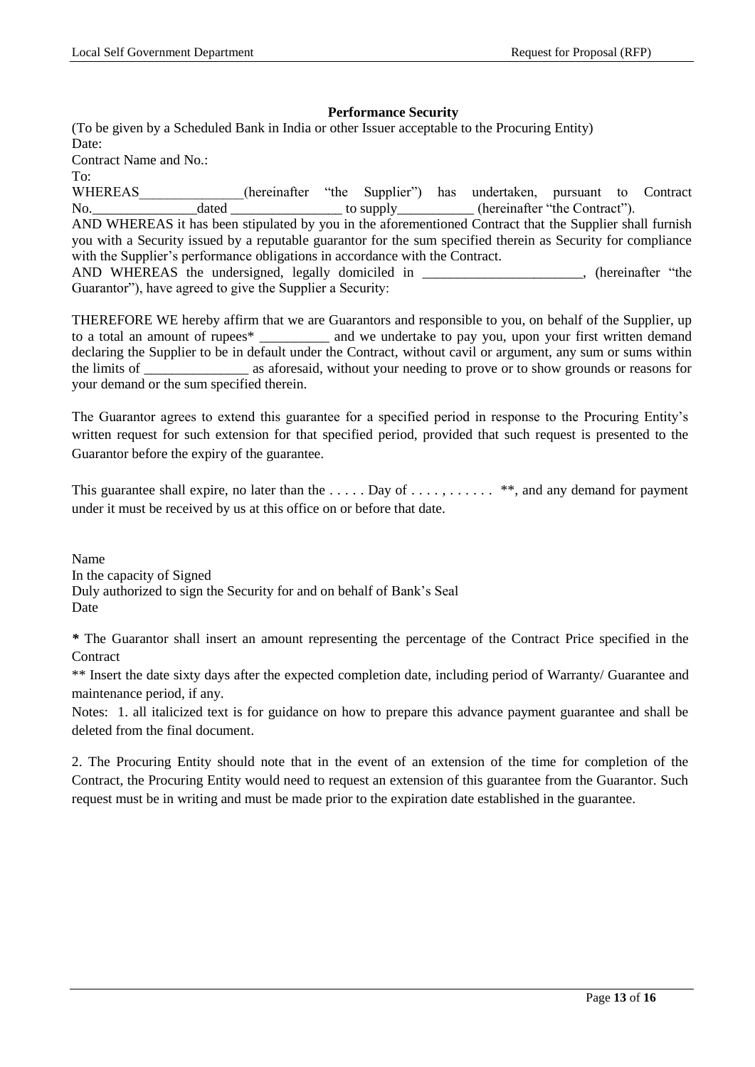## Performance Security

(To be given by a Scheduled Bank in India or other Issuer acceptable to the Procuring Entity)

Date:

Contract Name and No.:

To:

WHEREAS_______________(hereinafter "the Supplier") has undertaken, pursuant to Contract No._______________dated ________________ to supply___________ (hereinafter "the Contract").

AND WHEREAS it has been stipulated by you in the aforementioned Contract that the Supplier shall furnish you with a Security issued by a reputable guarantor for the sum specified therein as Security for compliance with the Supplier's performance obligations in accordance with the Contract.

AND WHEREAS the undersigned, legally domiciled in _______________________, (hereinafter "the Guarantor"), have agreed to give the Supplier a Security:

THEREFORE WE hereby affirm that we are Guarantors and responsible to you, on behalf of the Supplier, up to a total an amount of rupees* __________ and we undertake to pay you, upon your first written demand declaring the Supplier to be in default under the Contract, without cavil or argument, any sum or sums within the limits of _______________ as aforesaid, without your needing to prove or to show grounds or reasons for your demand or the sum specified therein.

The Guarantor agrees to extend this guarantee for a specified period in response to the Procuring Entity's written request for such extension for that specified period, provided that such request is presented to the Guarantor before the expiry of the guarantee.

This guarantee shall expire, no later than the . . . . . Day of . . . . , . . . . . . **, and any demand for payment under it must be received by us at this office on or before that date.

Name

In the capacity of Signed

Duly authorized to sign the Security for and on behalf of Bank's Seal

Date

**\*** The Guarantor shall insert an amount representing the percentage of the Contract Price specified in the Contract

** Insert the date sixty days after the expected completion date, including period of Warranty/ Guarantee and maintenance period, if any.

Notes: 1. all italicized text is for guidance on how to prepare this advance payment guarantee and shall be deleted from the final document.

2. The Procuring Entity should note that in the event of an extension of the time for completion of the Contract, the Procuring Entity would need to request an extension of this guarantee from the Guarantor. Such request must be in writing and must be made prior to the expiration date established in the guarantee.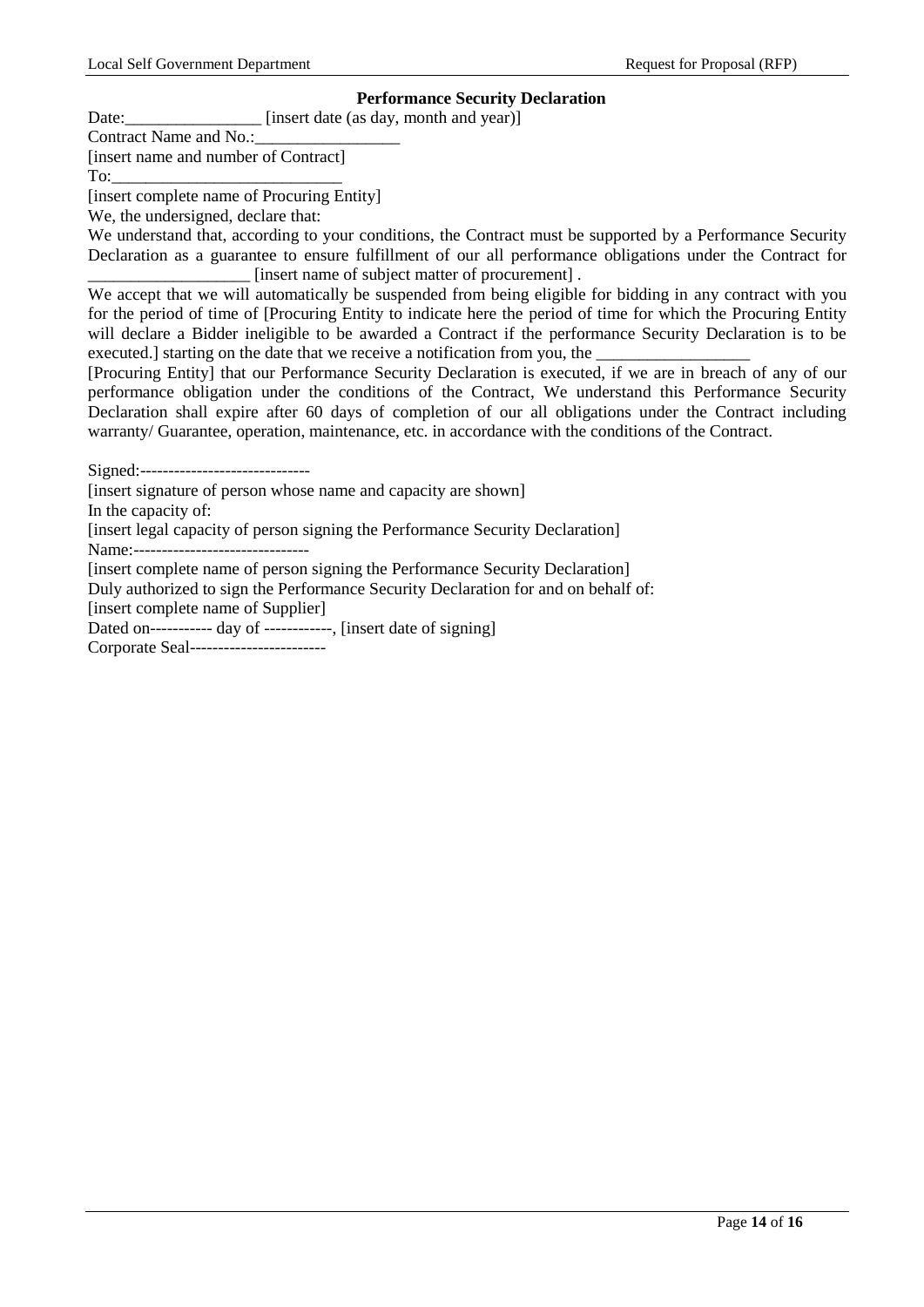**Performance Security Declaration**

Date:________________ [insert date (as day, month and year)]

Contract Name and No.:_________________

[insert name and number of Contract]

To:____________________________

[insert complete name of Procuring Entity]

We, the undersigned, declare that:

We understand that, according to your conditions, the Contract must be supported by a Performance Security Declaration as a guarantee to ensure fulfillment of our all performance obligations under the Contract for ___________________ [insert name of subject matter of procurement] .

We accept that we will automatically be suspended from being eligible for bidding in any contract with you for the period of time of [Procuring Entity to indicate here the period of time for which the Procuring Entity will declare a Bidder ineligible to be awarded a Contract if the performance Security Declaration is to be executed.] starting on the date that we receive a notification from you, the __________________ [Procuring Entity] that our Performance Security Declaration is executed, if we are in breach of any of our performance obligation under the conditions of the Contract, We understand this Performance Security Declaration shall expire after 60 days of completion of our all obligations under the Contract including warranty/ Guarantee, operation, maintenance, etc. in accordance with the conditions of the Contract.

Signed:------------------------------

[insert signature of person whose name and capacity are shown]

In the capacity of:

[insert legal capacity of person signing the Performance Security Declaration]

Name:-------------------------------

[insert complete name of person signing the Performance Security Declaration]

Duly authorized to sign the Performance Security Declaration for and on behalf of:

[insert complete name of Supplier]

Dated on----------- day of ------------, [insert date of signing]

Corporate Seal------------------------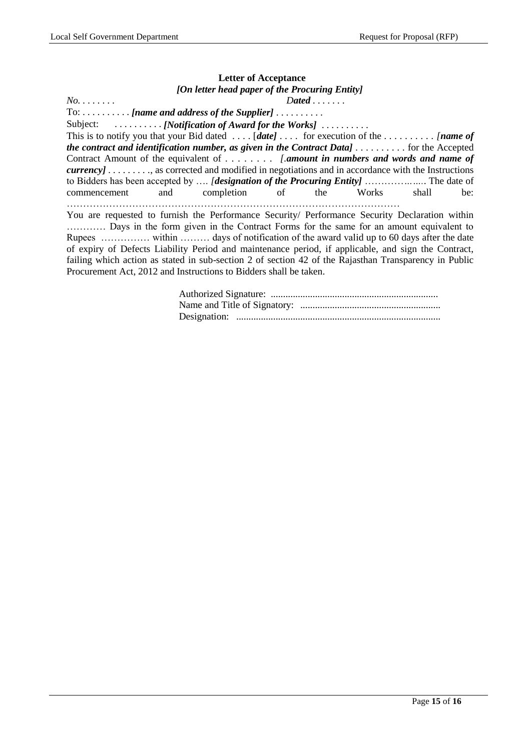**Letter of Acceptance**

***[On letter head paper of the Procuring Entity]***

*No. . . . . . .* *Dated . . . . . . .*

To: . . . . . . . . . . ***[name and address of the Supplier]*** . . . . . . . . . .

Subject: . . . . . . . . . . ***[Notification of Award for the Works]*** . . . . . . . . . .

This is to notify you that your Bid dated . . . . [***date]*** . . . . for execution of the . . . . . . . . . . *[**name of the contract and identification number, as given in the Contract Data]*** . . . . . . . . . . for the Accepted Contract Amount of the equivalent of . . . . . . . . *[.**amount in numbers and words and name of currency]*** . . . . . . . . ., as corrected and modified in negotiations and in accordance with the Instructions to Bidders has been accepted by …. *[**designation of the Procuring Entity]*** ………….….. The date of commencement and completion of the Works shall be: …………………………………………………………………………………………

You are requested to furnish the Performance Security/ Performance Security Declaration within ………… Days in the form given in the Contract Forms for the same for an amount equivalent to Rupees …………… within ……… days of notification of the award valid up to 60 days after the date of expiry of Defects Liability Period and maintenance period, if applicable, and sign the Contract, failing which action as stated in sub-section 2 of section 42 of the Rajasthan Transparency in Public Procurement Act, 2012 and Instructions to Bidders shall be taken.

Authorized Signature: ....................................................................

Name and Title of Signatory: .........................................................

Designation: ...................................................................................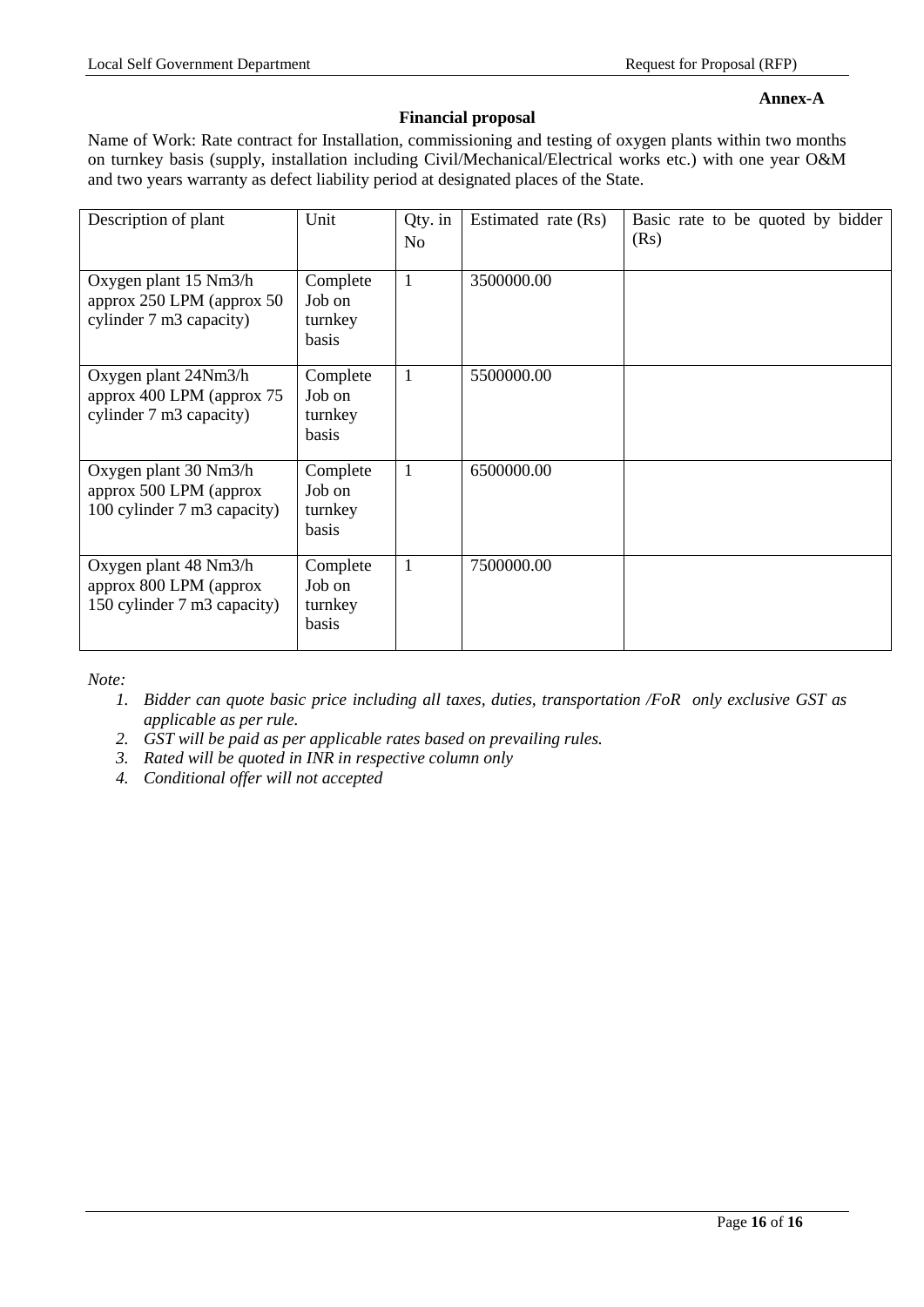**Annex-A**

## Financial proposal

Name of Work: Rate contract for Installation, commissioning and testing of oxygen plants within two months on turnkey basis (supply, installation including Civil/Mechanical/Electrical works etc.) with one year O&M and two years warranty as defect liability period at designated places of the State.

| Description of plant | Unit | Qty. in No | Estimated rate (Rs) | Basic rate to be quoted by bidder (Rs) |
|---|---|---|---|---|
| Oxygen plant 15 Nm3/h approx 250 LPM (approx 50 cylinder 7 m3 capacity) | Complete Job on turnkey basis | 1 | 3500000.00 | |
| Oxygen plant 24Nm3/h approx 400 LPM (approx 75 cylinder 7 m3 capacity) | Complete Job on turnkey basis | 1 | 5500000.00 | |
| Oxygen plant 30 Nm3/h approx 500 LPM (approx 100 cylinder 7 m3 capacity) | Complete Job on turnkey basis | 1 | 6500000.00 | |
| Oxygen plant 48 Nm3/h approx 800 LPM (approx 150 cylinder 7 m3 capacity) | Complete Job on turnkey basis | 1 | 7500000.00 | |

*Note:*

1. *Bidder can quote basic price including all taxes, duties, transportation /FoR only exclusive GST as applicable as per rule.*
2. *GST will be paid as per applicable rates based on prevailing rules.*
3. *Rated will be quoted in INR in respective column only*
4. *Conditional offer will not accepted*